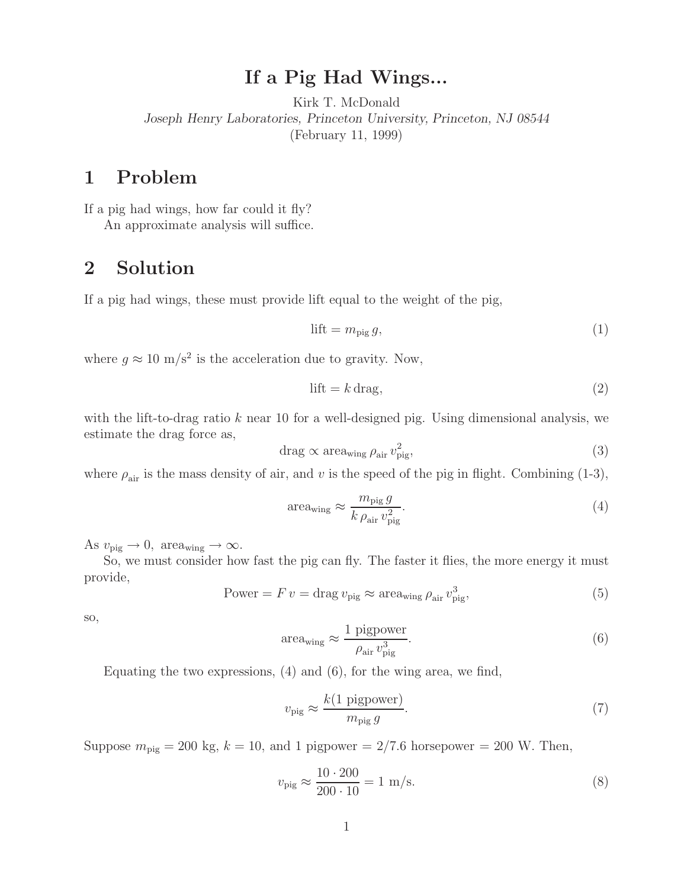# If a Pig Had Wings...

Kirk T. McDonald

*Joseph Henry Laboratories, Princeton University, Princeton, NJ 08544*

(February 11, 1999)

## 1 Problem

If a pig had wings, how far could it fly?

An approximate analysis will suffice.

## 2 Solution

If a pig had wings, these must provide lift equal to the weight of the pig,

$$\text{lift} = m_{\text{pig}}\, g, \tag{1}$$

where $g \approx 10$ m/s$^2$ is the acceleration due to gravity. Now,

$$\text{lift} = k\,\text{drag}, \tag{2}$$

with the lift-to-drag ratio $k$ near 10 for a well-designed pig. Using dimensional analysis, we estimate the drag force as,

$$\text{drag} \propto \text{area}_{\text{wing}}\, \rho_{\text{air}}\, v_{\text{pig}}^2, \tag{3}$$

where $\rho_{\text{air}}$ is the mass density of air, and $v$ is the speed of the pig in flight. Combining (1-3),

$$\text{area}_{\text{wing}} \approx \frac{m_{\text{pig}}\, g}{k\, \rho_{\text{air}}\, v_{\text{pig}}^2}. \tag{4}$$

As $v_{\text{pig}} \to 0,\ \text{area}_{\text{wing}} \to \infty$.

So, we must consider how fast the pig can fly. The faster it flies, the more energy it must provide,

$$\text{Power} = F\, v = \text{drag}\, v_{\text{pig}} \approx \text{area}_{\text{wing}}\, \rho_{\text{air}}\, v_{\text{pig}}^3, \tag{5}$$

so,

$$\text{area}_{\text{wing}} \approx \frac{1 \text{ pigpower}}{\rho_{\text{air}}\, v_{\text{pig}}^3}. \tag{6}$$

Equating the two expressions, (4) and (6), for the wing area, we find,

$$v_{\text{pig}} \approx \frac{k(1 \text{ pigpower})}{m_{\text{pig}}\, g}. \tag{7}$$

Suppose $m_{\text{pig}} = 200$ kg, $k = 10$, and 1 pigpower = 2/7.6 horsepower = 200 W. Then,

$$v_{\text{pig}} \approx \frac{10 \cdot 200}{200 \cdot 10} = 1 \text{ m/s}. \tag{8}$$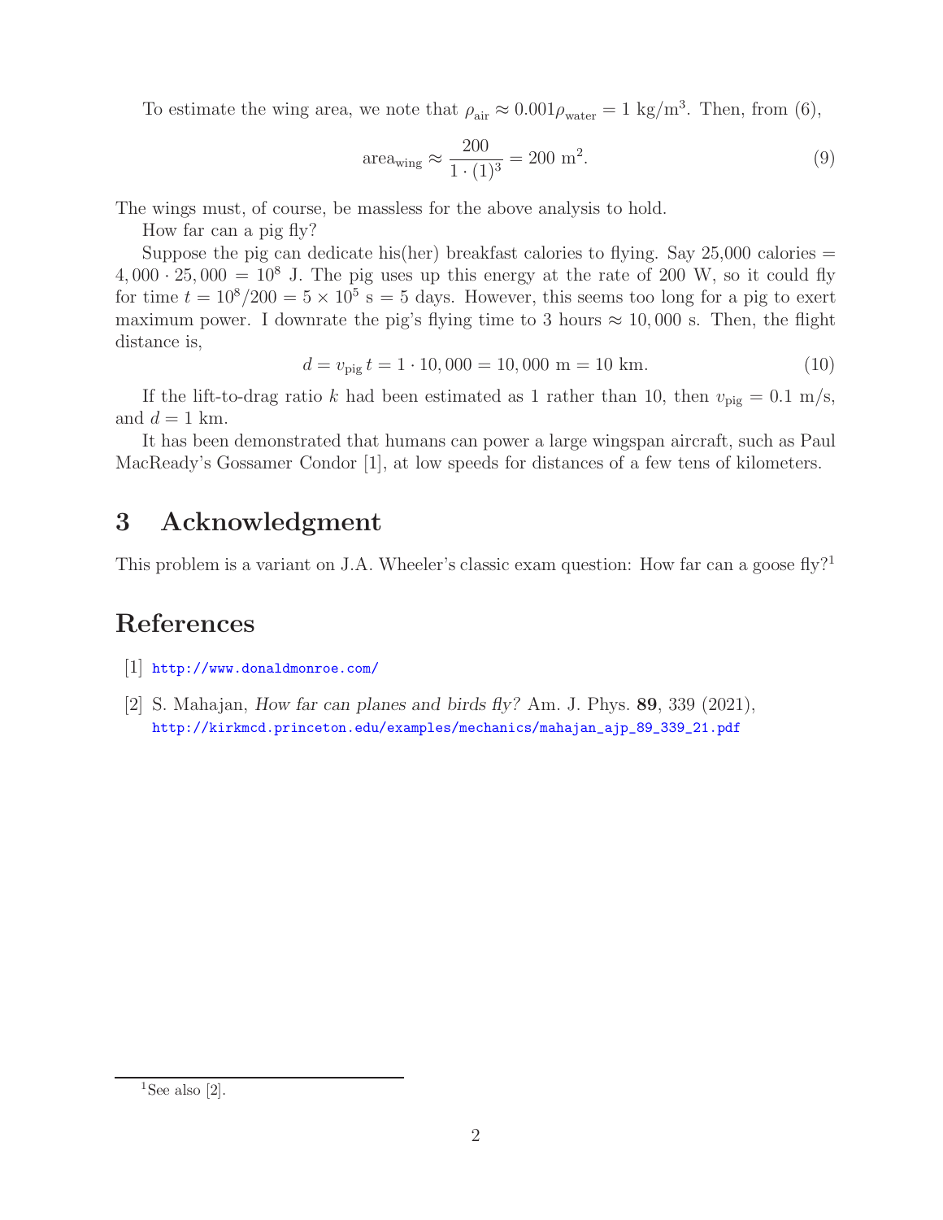To estimate the wing area, we note that $\rho_{\rm air} \approx 0.001\rho_{\rm water} = 1$ kg/m$^3$. Then, from (6),

$$\text{area}_{\rm wing} \approx \frac{200}{1 \cdot (1)^3} = 200 \text{ m}^2. \tag{9}$$

The wings must, of course, be massless for the above analysis to hold.

How far can a pig fly?

Suppose the pig can dedicate his(her) breakfast calories to flying. Say 25,000 calories = $4,000 \cdot 25,000 = 10^8$ J. The pig uses up this energy at the rate of 200 W, so it could fly for time $t = 10^8/200 = 5 \times 10^5$ s = 5 days. However, this seems too long for a pig to exert maximum power. I downrate the pig's flying time to 3 hours $\approx 10,000$ s. Then, the flight distance is,

$$d = v_{\rm pig}\, t = 1 \cdot 10,000 = 10,000 \text{ m} = 10 \text{ km}. \tag{10}$$

If the lift-to-drag ratio $k$ had been estimated as 1 rather than 10, then $v_{\rm pig} = 0.1$ m/s, and $d = 1$ km.

It has been demonstrated that humans can power a large wingspan aircraft, such as Paul MacReady's Gossamer Condor [1], at low speeds for distances of a few tens of kilometers.

## 3 Acknowledgment

This problem is a variant on J.A. Wheeler's classic exam question: How far can a goose fly?[1]

## References

[1] http://www.donaldmonroe.com/

[2] S. Mahajan, *How far can planes and birds fly?* Am. J. Phys. **89**, 339 (2021), http://kirkmcd.princeton.edu/examples/mechanics/mahajan_ajp_89_339_21.pdf

[1] See also [2].